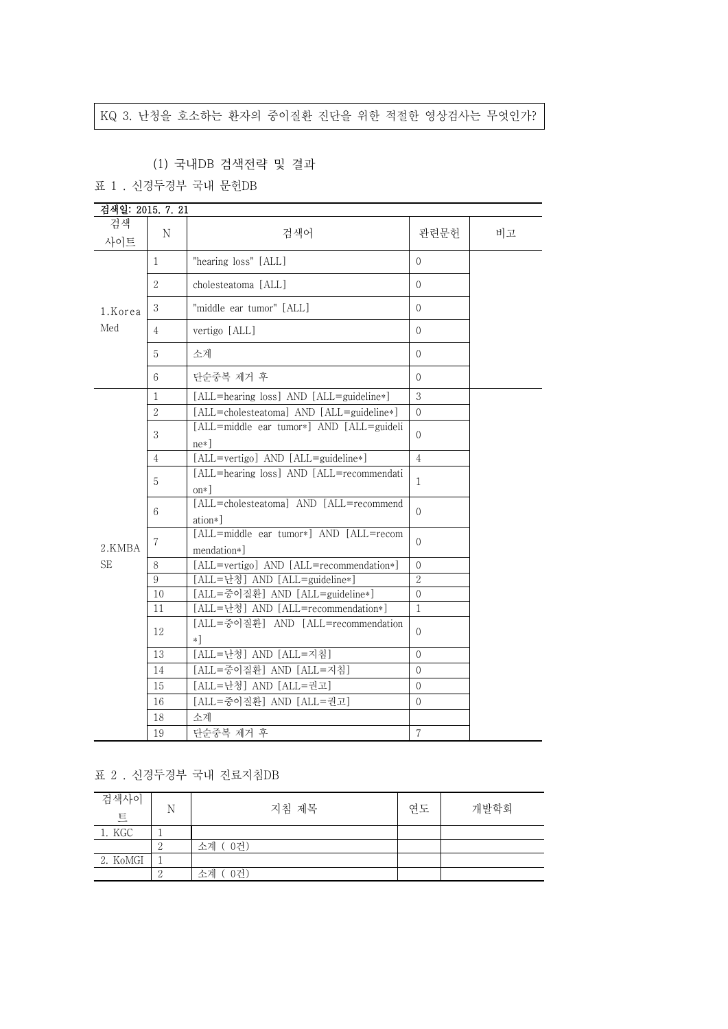KQ 3. 난청을 호소하는 환자의 중이질환 진단을 위한 적절한 영상검사는 무엇인가?

(1) 국내DB 검색전략 및 결과

표 1 . 신경두경부 국내 문헌DB

검색일: 2015. 7. 21

| 검색 사이트 | N | 검색어 | 관련문헌 | 비고 |
|---|---|---|---|---|
| 1.KoreaMed | 1 | "hearing loss" [ALL] | 0 | |
| | 2 | cholesteatoma [ALL] | 0 | |
| | 3 | "middle ear tumor" [ALL] | 0 | |
| | 4 | vertigo [ALL] | 0 | |
| | 5 | 소계 | 0 | |
| | 6 | 단순중복 제거 후 | 0 | |
| 2.KMBASE | 1 | [ALL=hearing loss] AND [ALL=guideline*] | 3 | |
| | 2 | [ALL=cholesteatoma] AND [ALL=guideline*] | 0 | |
| | 3 | [ALL=middle ear tumor*] AND [ALL=guideline*] | 0 | |
| | 4 | [ALL=vertigo] AND [ALL=guideline*] | 4 | |
| | 5 | [ALL=hearing loss] AND [ALL=recommendation*] | 1 | |
| | 6 | [ALL=cholesteatoma] AND [ALL=recommendation*] | 0 | |
| | 7 | [ALL=middle ear tumor*] AND [ALL=recommendation*] | 0 | |
| | 8 | [ALL=vertigo] AND [ALL=recommendation*] | 0 | |
| | 9 | [ALL=난청] AND [ALL=guideline*] | 2 | |
| | 10 | [ALL=중이질환] AND [ALL=guideline*] | 0 | |
| | 11 | [ALL=난청] AND [ALL=recommendation*] | 1 | |
| | 12 | [ALL=중이질환] AND [ALL=recommendation*] | 0 | |
| | 13 | [ALL=난청] AND [ALL=지침] | 0 | |
| | 14 | [ALL=중이질환] AND [ALL=지침] | 0 | |
| | 15 | [ALL=난청] AND [ALL=권고] | 0 | |
| | 16 | [ALL=중이질환] AND [ALL=권고] | 0 | |
| | 18 | 소계 | | |
| | 19 | 단순중복 제거 후 | 7 | |

표 2 . 신경두경부 국내 진료지침DB

| 검색사이트 | N | 지침 제목 | 연도 | 개발학회 |
|---|---|---|---|---|
| 1. KGC | 1 | | | |
| | 2 | 소계 ( 0건) | | |
| 2. KoMGI | 1 | | | |
| | 2 | 소계 ( 0건) | | |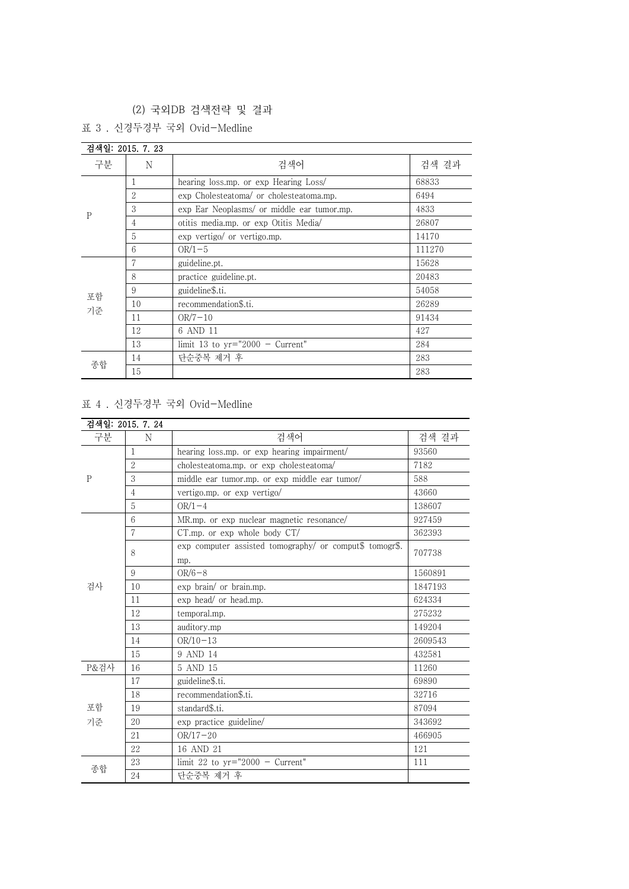(2) 국외DB 검색전략 및 결과

표 3 . 신경두경부 국외 Ovid-Medline

검색일: 2015. 7. 23

| 구분 | N | 검색어 | 검색 결과 |
|---|---|---|---|
| P | 1 | hearing loss.mp. or exp Hearing Loss/ | 68833 |
| | 2 | exp Cholesteatoma/ or cholesteatoma.mp. | 6494 |
| | 3 | exp Ear Neoplasms/ or middle ear tumor.mp. | 4833 |
| | 4 | otitis media.mp. or exp Otitis Media/ | 26807 |
| | 5 | exp vertigo/ or vertigo.mp. | 14170 |
| | 6 | OR/1-5 | 111270 |
| 포함 기준 | 7 | guideline.pt. | 15628 |
| | 8 | practice guideline.pt. | 20483 |
| | 9 | guideline$.ti. | 54058 |
| | 10 | recommendation$.ti. | 26289 |
| | 11 | OR/7-10 | 91434 |
| | 12 | 6 AND 11 | 427 |
| | 13 | limit 13 to yr="2000 - Current" | 284 |
| 종합 | 14 | 단순중복 제거 후 | 283 |
| | 15 | | 283 |

표 4 . 신경두경부 국외 Ovid-Medline

검색일: 2015. 7. 24

| 구분 | N | 검색어 | 검색 결과 |
|---|---|---|---|
| P | 1 | hearing loss.mp. or exp hearing impairment/ | 93560 |
| | 2 | cholesteatoma.mp. or exp cholesteatoma/ | 7182 |
| | 3 | middle ear tumor.mp. or exp middle ear tumor/ | 588 |
| | 4 | vertigo.mp. or exp vertigo/ | 43660 |
| | 5 | OR/1-4 | 138607 |
| 검사 | 6 | MR.mp. or exp nuclear magnetic resonance/ | 927459 |
| | 7 | CT.mp. or exp whole body CT/ | 362393 |
| | 8 | exp computer assisted tomography/ or comput$ tomogr$.mp. | 707738 |
| | 9 | OR/6-8 | 1560891 |
| | 10 | exp brain/ or brain.mp. | 1847193 |
| | 11 | exp head/ or head.mp. | 624334 |
| | 12 | temporal.mp. | 275232 |
| | 13 | auditory.mp | 149204 |
| | 14 | OR/10-13 | 2609543 |
| | 15 | 9 AND 14 | 432581 |
| P&검사 | 16 | 5 AND 15 | 11260 |
| 포함 기준 | 17 | guideline$.ti. | 69890 |
| | 18 | recommendation$.ti. | 32716 |
| | 19 | standard$.ti. | 87094 |
| | 20 | exp practice guideline/ | 343692 |
| | 21 | OR/17-20 | 466905 |
| | 22 | 16 AND 21 | 121 |
| 종합 | 23 | limit 22 to yr="2000 - Current" | 111 |
| | 24 | 단순중복 제거 후 | |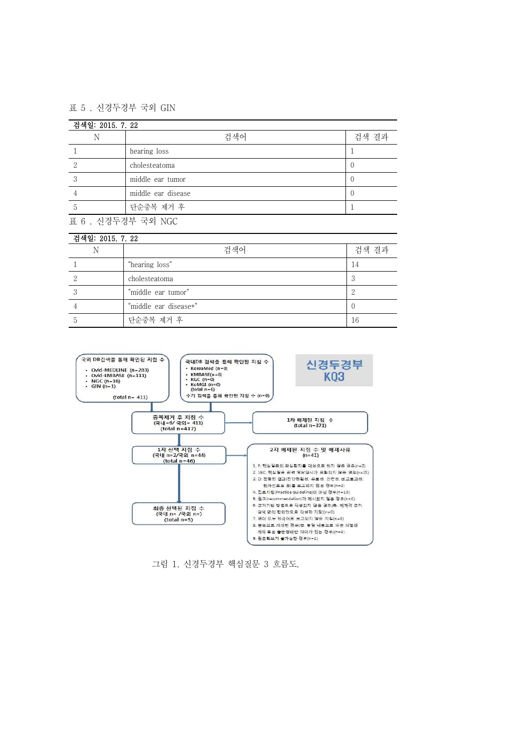표 5 . 신경두경부 국외 GIN

검색일: 2015. 7. 22

| N | 검색어 | 검색 결과 |
|---|---|---|
| 1 | hearing loss | 1 |
| 2 | cholesteatoma | 0 |
| 3 | middle ear tumor | 0 |
| 4 | middle ear disease | 0 |
| 5 | 단순중복 제거 후 | 1 |

표 6 . 신경두경부 국외 NGC

검색일: 2015. 7. 22

| N | 검색어 | 검색 결과 |
|---|---|---|
| 1 | "hearing loss" | 14 |
| 2 | cholesteatoma | 3 |
| 3 | "middle ear tumor" | 2 |
| 4 | "middle ear disease*" | 0 |
| 5 | 단순중복 제거 후 | 16 |

국외 DB검색을 통해 확인된 지침 수
- Ovid-MEDLINE (n=283)
- Ovid-EMBASE (n=111)
- NGC (n=16)
- GIN (n=1)

(total n= 411)

국내DB 검색을 통해 확인된 지침 수
- KoreaMed (n=0)
- KMBASE(n=6)
- KGC (n=0)
- KoMGI (n=0)

(total n=6)

수기 검색을 통해 확인된 지침 수 (n=0)

신경두경부 KQ3

중복제거 후 지침 수 (국내-6/ 국외- 411) (total n=417)

1차 배제된 지침 수 (total n=371)

1차 선택 지침 수 (국내 n=2/국외 n=44) (total n=46)

2차 배제된 지침 수 및 배제사유 (n=41)

1. P: 핵심질문의 관심환자를 대상으로 하지 않은 경우(n=2)
2. I&C: 핵심질문 관련 영상검사가 포함되지 않은 경우(n=25)
3. O: 정해진 결과(진단정확성, 유효성, 안전성, 비교효과성, 환자선호도 등)를 보고하지 않은 경우(n=0)
4. 진료지침(Practice Guideline)이 아닌 경우(n=10)
5. 권고(recommendation)가 제시되지 않은 경우(n=0)
6. 근거기반 방법으로 작성되지 않은 경우(즉, 체계적 근거 검색 없이 합의만으로 작성된 지침)(n=0)
7. 영어 또는 한국어로 보고되지 않은 지침(n=0)
8. 중복으로 게재된 경우(즉, 동일 내용으로 다른 저널에 게재 혹은 출판형태만 차이가 있는 경우)(n=3)
9. 원문확보가 불가능한 경우(n=1)

최종 선택된 지침 수 (국내 n= /국외 n=) (total n=5)

그림 1. 신경두경부 핵심질문 3 흐름도.